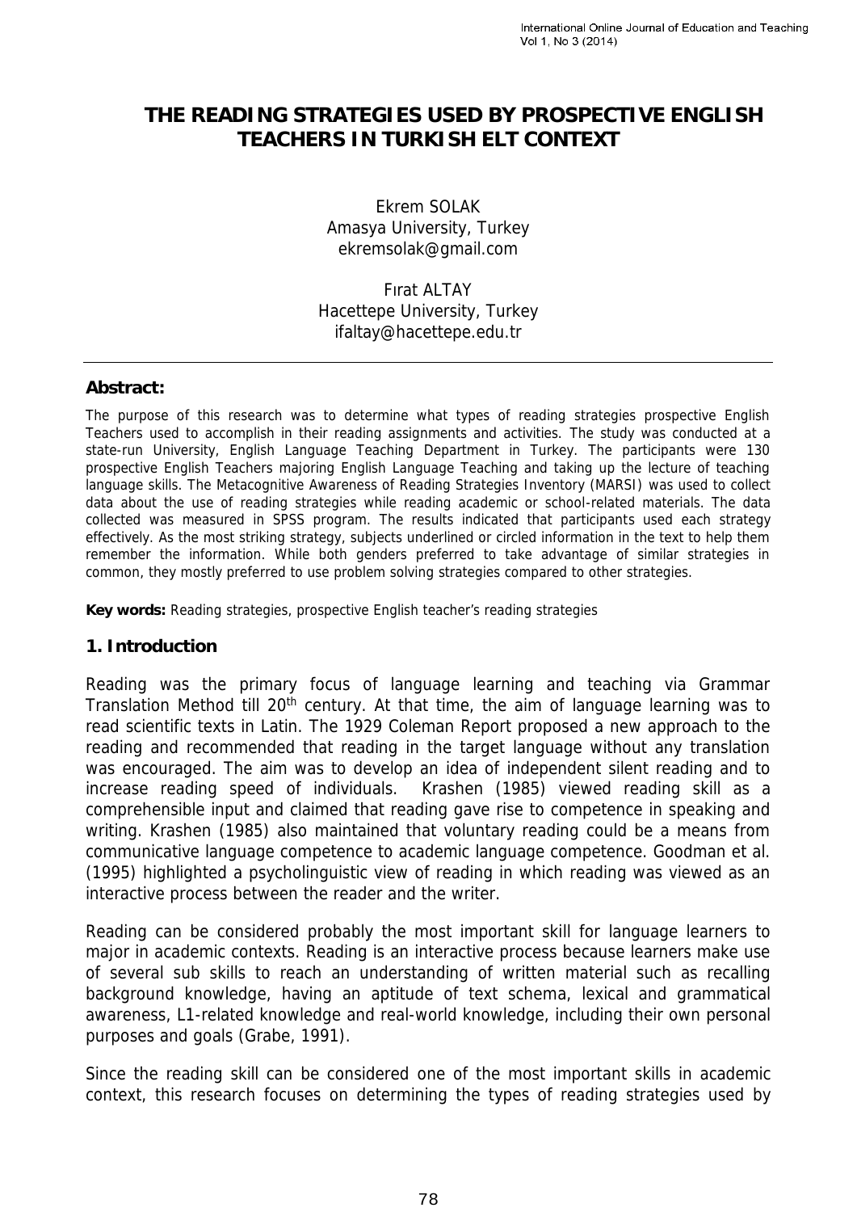# THE READING STRATEGIES USED BY PROSPECTIVE ENGLISH TEACHERS IN TURKISH ELT CONTEXT

Ekrem SOLAK
Amasya University, Turkey
ekremsolak@gmail.com

Fırat ALTAY
Hacettepe University, Turkey
ifaltay@hacettepe.edu.tr

---

**Abstract:**

The purpose of this research was to determine what types of reading strategies prospective English Teachers used to accomplish in their reading assignments and activities. The study was conducted at a state-run University, English Language Teaching Department in Turkey. The participants were 130 prospective English Teachers majoring English Language Teaching and taking up the lecture of teaching language skills. The Metacognitive Awareness of Reading Strategies Inventory (MARSI) was used to collect data about the use of reading strategies while reading academic or school-related materials. The data collected was measured in SPSS program. The results indicated that participants used each strategy effectively. As the most striking strategy, subjects underlined or circled information in the text to help them remember the information. While both genders preferred to take advantage of similar strategies in common, they mostly preferred to use problem solving strategies compared to other strategies.

**Key words:** Reading strategies, prospective English teacher's reading strategies

## 1. Introduction

Reading was the primary focus of language learning and teaching via Grammar Translation Method till 20th century. At that time, the aim of language learning was to read scientific texts in Latin. The 1929 Coleman Report proposed a new approach to the reading and recommended that reading in the target language without any translation was encouraged. The aim was to develop an idea of independent silent reading and to increase reading speed of individuals. Krashen (1985) viewed reading skill as a comprehensible input and claimed that reading gave rise to competence in speaking and writing. Krashen (1985) also maintained that voluntary reading could be a means from communicative language competence to academic language competence. Goodman et al. (1995) highlighted a psycholinguistic view of reading in which reading was viewed as an interactive process between the reader and the writer.

Reading can be considered probably the most important skill for language learners to major in academic contexts. Reading is an interactive process because learners make use of several sub skills to reach an understanding of written material such as recalling background knowledge, having an aptitude of text schema, lexical and grammatical awareness, L1-related knowledge and real-world knowledge, including their own personal purposes and goals (Grabe, 1991).

Since the reading skill can be considered one of the most important skills in academic context, this research focuses on determining the types of reading strategies used by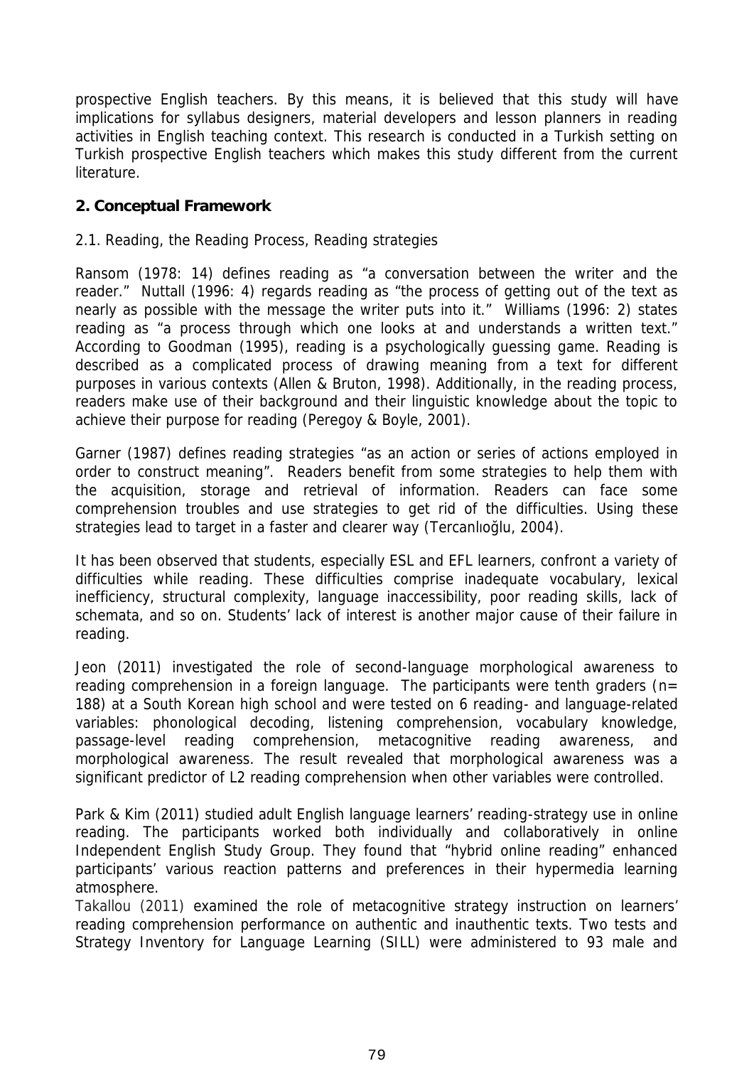prospective English teachers. By this means, it is believed that this study will have implications for syllabus designers, material developers and lesson planners in reading activities in English teaching context. This research is conducted in a Turkish setting on Turkish prospective English teachers which makes this study different from the current literature.

## 2. Conceptual Framework

### 2.1. Reading, the Reading Process, Reading strategies

Ransom (1978: 14) defines reading as "a conversation between the writer and the reader." Nuttall (1996: 4) regards reading as "the process of getting out of the text as nearly as possible with the message the writer puts into it." Williams (1996: 2) states reading as "a process through which one looks at and understands a written text." According to Goodman (1995), reading is a psychologically guessing game. Reading is described as a complicated process of drawing meaning from a text for different purposes in various contexts (Allen & Bruton, 1998). Additionally, in the reading process, readers make use of their background and their linguistic knowledge about the topic to achieve their purpose for reading (Peregoy & Boyle, 2001).

Garner (1987) defines reading strategies "as an action or series of actions employed in order to construct meaning". Readers benefit from some strategies to help them with the acquisition, storage and retrieval of information. Readers can face some comprehension troubles and use strategies to get rid of the difficulties. Using these strategies lead to target in a faster and clearer way (Tercanlıoğlu, 2004).

It has been observed that students, especially ESL and EFL learners, confront a variety of difficulties while reading. These difficulties comprise inadequate vocabulary, lexical inefficiency, structural complexity, language inaccessibility, poor reading skills, lack of schemata, and so on. Students' lack of interest is another major cause of their failure in reading.

Jeon (2011) investigated the role of second-language morphological awareness to reading comprehension in a foreign language. The participants were tenth graders (n= 188) at a South Korean high school and were tested on 6 reading- and language-related variables: phonological decoding, listening comprehension, vocabulary knowledge, passage-level reading comprehension, metacognitive reading awareness, and morphological awareness. The result revealed that morphological awareness was a significant predictor of L2 reading comprehension when other variables were controlled.

Park & Kim (2011) studied adult English language learners' reading-strategy use in online reading. The participants worked both individually and collaboratively in online Independent English Study Group. They found that "hybrid online reading" enhanced participants' various reaction patterns and preferences in their hypermedia learning atmosphere.

Takallou (2011) examined the role of metacognitive strategy instruction on learners' reading comprehension performance on authentic and inauthentic texts. Two tests and Strategy Inventory for Language Learning (SILL) were administered to 93 male and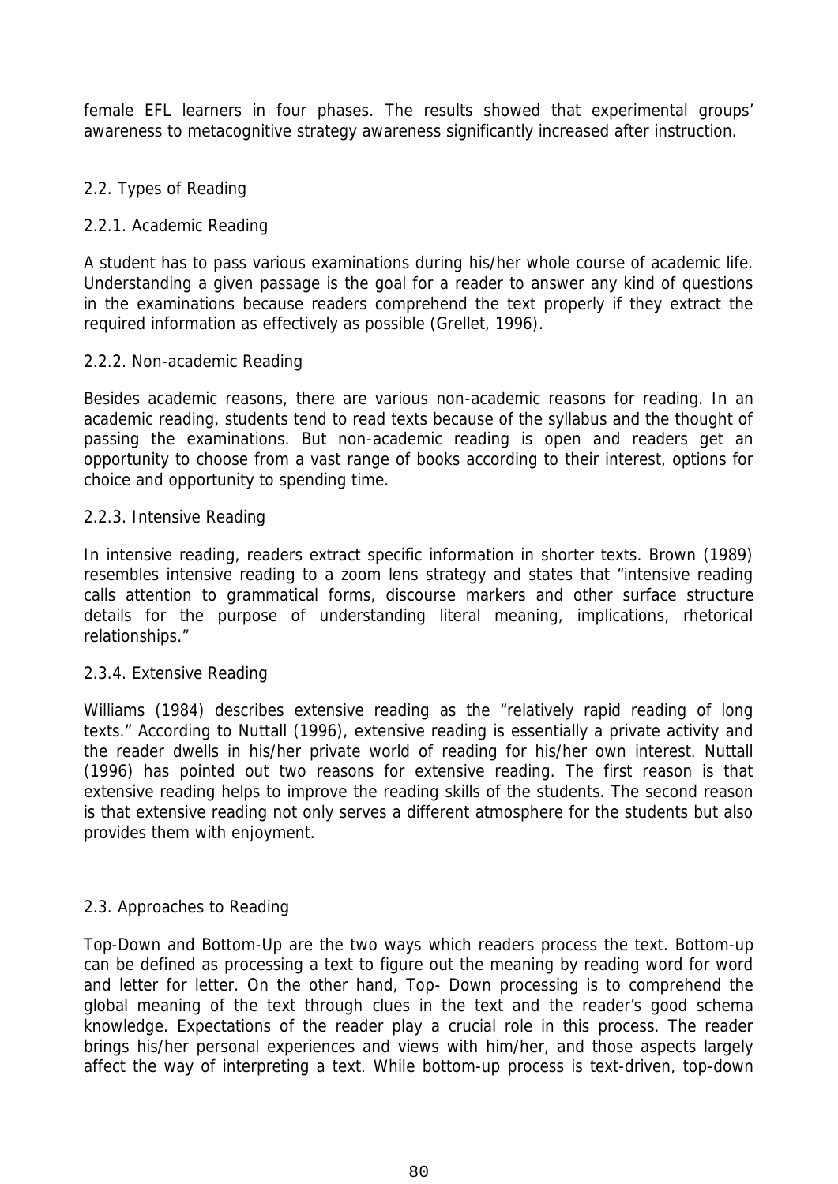female EFL learners in four phases. The results showed that experimental groups' awareness to metacognitive strategy awareness significantly increased after instruction.

## 2.2. Types of Reading

### 2.2.1. Academic Reading

A student has to pass various examinations during his/her whole course of academic life. Understanding a given passage is the goal for a reader to answer any kind of questions in the examinations because readers comprehend the text properly if they extract the required information as effectively as possible (Grellet, 1996).

### 2.2.2. Non-academic Reading

Besides academic reasons, there are various non-academic reasons for reading. In an academic reading, students tend to read texts because of the syllabus and the thought of passing the examinations. But non-academic reading is open and readers get an opportunity to choose from a vast range of books according to their interest, options for choice and opportunity to spending time.

### 2.2.3. Intensive Reading

In intensive reading, readers extract specific information in shorter texts. Brown (1989) resembles intensive reading to a zoom lens strategy and states that "intensive reading calls attention to grammatical forms, discourse markers and other surface structure details for the purpose of understanding literal meaning, implications, rhetorical relationships."

### 2.3.4. Extensive Reading

Williams (1984) describes extensive reading as the "relatively rapid reading of long texts." According to Nuttall (1996), extensive reading is essentially a private activity and the reader dwells in his/her private world of reading for his/her own interest. Nuttall (1996) has pointed out two reasons for extensive reading. The first reason is that extensive reading helps to improve the reading skills of the students. The second reason is that extensive reading not only serves a different atmosphere for the students but also provides them with enjoyment.

## 2.3. Approaches to Reading

Top-Down and Bottom-Up are the two ways which readers process the text. Bottom-up can be defined as processing a text to figure out the meaning by reading word for word and letter for letter. On the other hand, Top- Down processing is to comprehend the global meaning of the text through clues in the text and the reader's good schema knowledge. Expectations of the reader play a crucial role in this process. The reader brings his/her personal experiences and views with him/her, and those aspects largely affect the way of interpreting a text. While bottom-up process is text-driven, top-down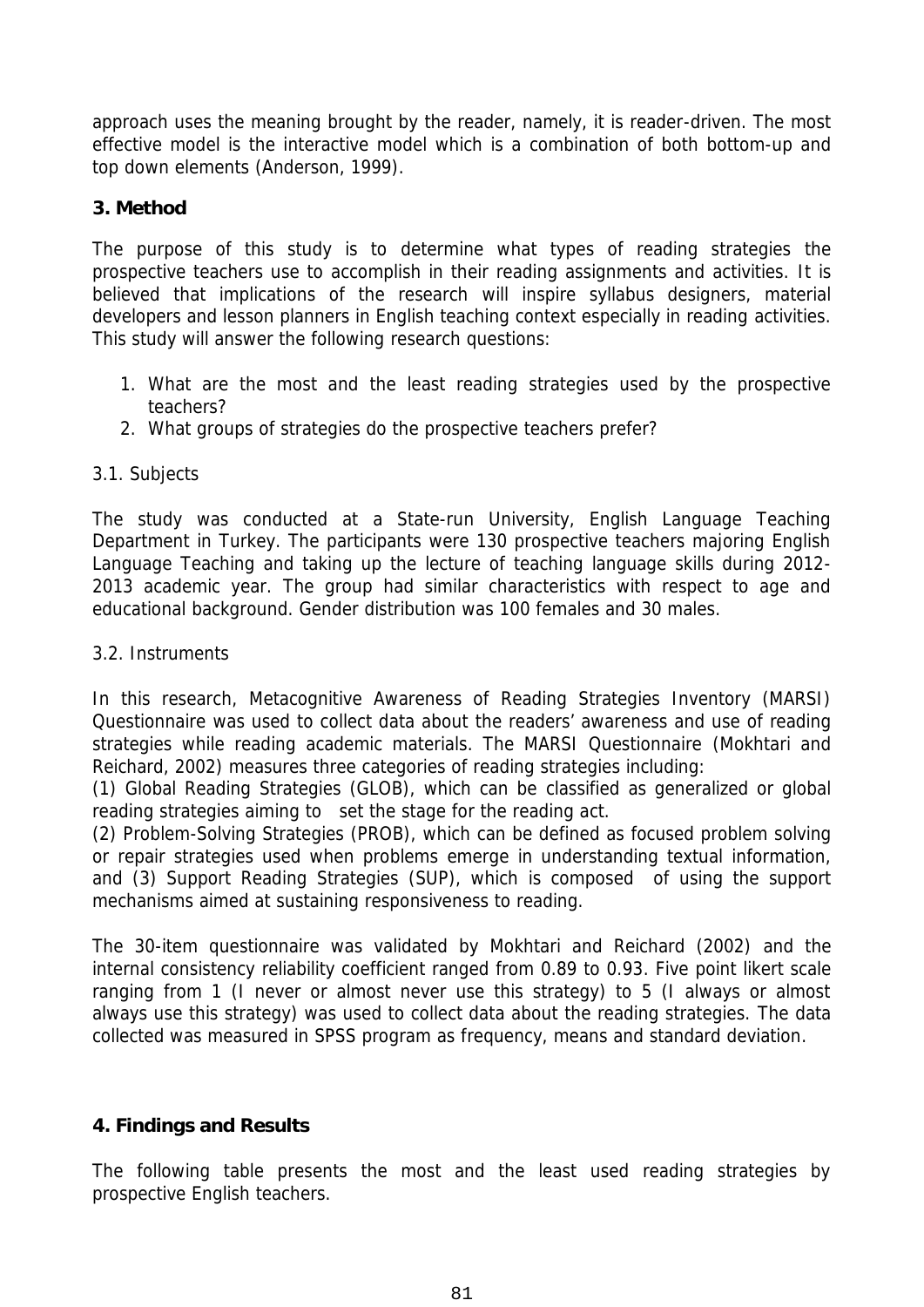approach uses the meaning brought by the reader, namely, it is reader-driven. The most effective model is the interactive model which is a combination of both bottom-up and top down elements (Anderson, 1999).

## 3. Method

The purpose of this study is to determine what types of reading strategies the prospective teachers use to accomplish in their reading assignments and activities. It is believed that implications of the research will inspire syllabus designers, material developers and lesson planners in English teaching context especially in reading activities. This study will answer the following research questions:

1. What are the most and the least reading strategies used by the prospective teachers?
2. What groups of strategies do the prospective teachers prefer?

### 3.1. Subjects

The study was conducted at a State-run University, English Language Teaching Department in Turkey. The participants were 130 prospective teachers majoring English Language Teaching and taking up the lecture of teaching language skills during 2012-2013 academic year. The group had similar characteristics with respect to age and educational background. Gender distribution was 100 females and 30 males.

### 3.2. Instruments

In this research, Metacognitive Awareness of Reading Strategies Inventory (MARSI) Questionnaire was used to collect data about the readers' awareness and use of reading strategies while reading academic materials. The MARSI Questionnaire (Mokhtari and Reichard, 2002) measures three categories of reading strategies including:
(1) Global Reading Strategies (GLOB), which can be classified as generalized or global reading strategies aiming to set the stage for the reading act.
(2) Problem-Solving Strategies (PROB), which can be defined as focused problem solving or repair strategies used when problems emerge in understanding textual information, and (3) Support Reading Strategies (SUP), which is composed of using the support mechanisms aimed at sustaining responsiveness to reading.

The 30-item questionnaire was validated by Mokhtari and Reichard (2002) and the internal consistency reliability coefficient ranged from 0.89 to 0.93. Five point likert scale ranging from 1 (I never or almost never use this strategy) to 5 (I always or almost always use this strategy) was used to collect data about the reading strategies. The data collected was measured in SPSS program as frequency, means and standard deviation.

## 4. Findings and Results

The following table presents the most and the least used reading strategies by prospective English teachers.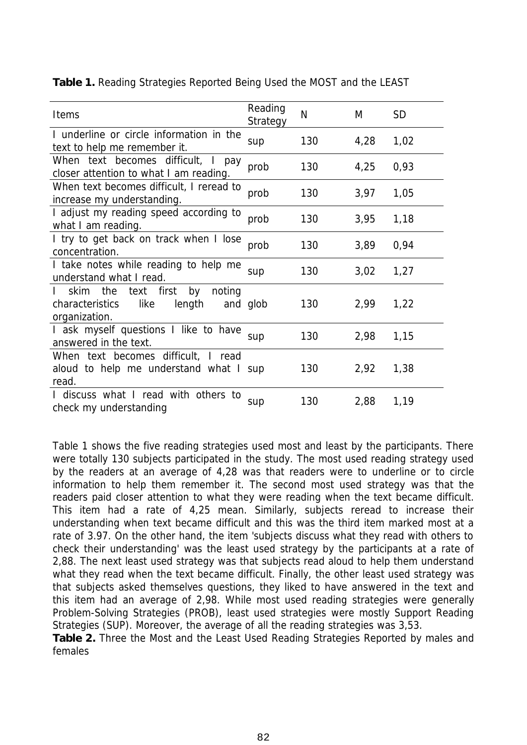**Table 1.** Reading Strategies Reported Being Used the MOST and the LEAST

| Items | Reading Strategy | N | M | SD |
|---|---|---|---|---|
| I underline or circle information in the text to help me remember it. | sup | 130 | 4,28 | 1,02 |
| When text becomes difficult, I pay closer attention to what I am reading. | prob | 130 | 4,25 | 0,93 |
| When text becomes difficult, I reread to increase my understanding. | prob | 130 | 3,97 | 1,05 |
| I adjust my reading speed according to what I am reading. | prob | 130 | 3,95 | 1,18 |
| I try to get back on track when I lose concentration. | prob | 130 | 3,89 | 0,94 |
| I take notes while reading to help me understand what I read. | sup | 130 | 3,02 | 1,27 |
| I skim the text first by noting characteristics like length and organization. | glob | 130 | 2,99 | 1,22 |
| I ask myself questions I like to have answered in the text. | sup | 130 | 2,98 | 1,15 |
| When text becomes difficult, I read aloud to help me understand what I read. | sup | 130 | 2,92 | 1,38 |
| I discuss what I read with others to check my understanding | sup | 130 | 2,88 | 1,19 |

Table 1 shows the five reading strategies used most and least by the participants. There were totally 130 subjects participated in the study. The most used reading strategy used by the readers at an average of 4,28 was that readers were to underline or to circle information to help them remember it. The second most used strategy was that the readers paid closer attention to what they were reading when the text became difficult. This item had a rate of 4,25 mean. Similarly, subjects reread to increase their understanding when text became difficult and this was the third item marked most at a rate of 3.97. On the other hand, the item 'subjects discuss what they read with others to check their understanding' was the least used strategy by the participants at a rate of 2,88. The next least used strategy was that subjects read aloud to help them understand what they read when the text became difficult. Finally, the other least used strategy was that subjects asked themselves questions, they liked to have answered in the text and this item had an average of 2,98. While most used reading strategies were generally Problem-Solving Strategies (PROB), least used strategies were mostly Support Reading Strategies (SUP). Moreover, the average of all the reading strategies was 3,53.

**Table 2.** Three the Most and the Least Used Reading Strategies Reported by males and females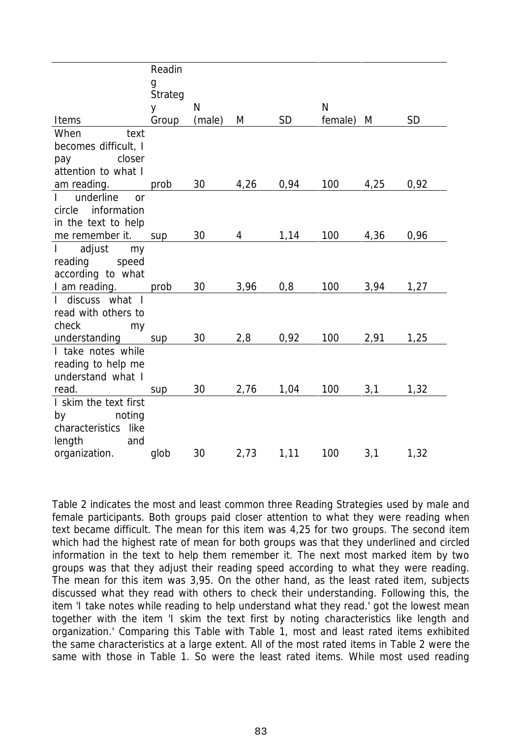| Items | Reading Strategy Group | N (male) | M | SD | N female) | M | SD |
|---|---|---|---|---|---|---|---|
| When text becomes difficult, I pay closer attention to what I am reading. | prob | 30 | 4,26 | 0,94 | 100 | 4,25 | 0,92 |
| I underline or circle information in the text to help me remember it. | sup | 30 | 4 | 1,14 | 100 | 4,36 | 0,96 |
| I adjust my reading speed according to what I am reading. | prob | 30 | 3,96 | 0,8 | 100 | 3,94 | 1,27 |
| I discuss what I read with others to check my understanding | sup | 30 | 2,8 | 0,92 | 100 | 2,91 | 1,25 |
| I take notes while reading to help me understand what I read. | sup | 30 | 2,76 | 1,04 | 100 | 3,1 | 1,32 |
| I skim the text first by noting characteristics like length and organization. | glob | 30 | 2,73 | 1,11 | 100 | 3,1 | 1,32 |

Table 2 indicates the most and least common three Reading Strategies used by male and female participants. Both groups paid closer attention to what they were reading when text became difficult. The mean for this item was 4,25 for two groups. The second item which had the highest rate of mean for both groups was that they underlined and circled information in the text to help them remember it. The next most marked item by two groups was that they adjust their reading speed according to what they were reading. The mean for this item was 3,95. On the other hand, as the least rated item, subjects discussed what they read with others to check their understanding. Following this, the item 'I take notes while reading to help understand what they read.' got the lowest mean together with the item 'I skim the text first by noting characteristics like length and organization.' Comparing this Table with Table 1, most and least rated items exhibited the same characteristics at a large extent. All of the most rated items in Table 2 were the same with those in Table 1. So were the least rated items. While most used reading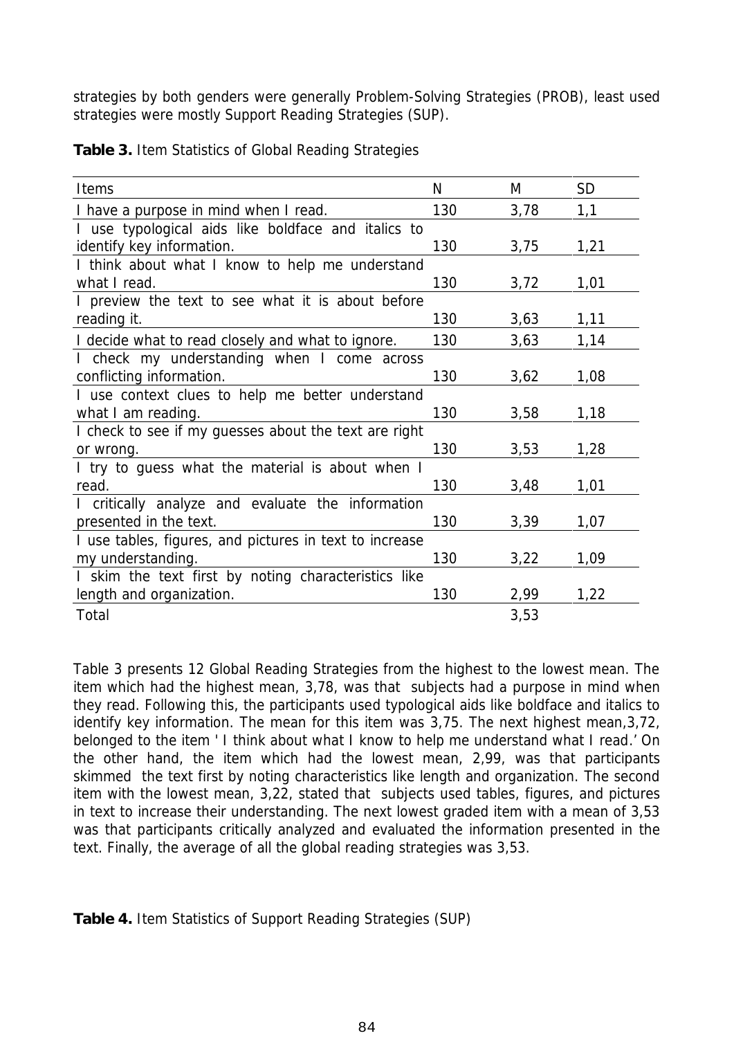strategies by both genders were generally Problem-Solving Strategies (PROB), least used strategies were mostly Support Reading Strategies (SUP).

**Table 3.** Item Statistics of Global Reading Strategies

| Items | N | M | SD |
|---|---|---|---|
| I have a purpose in mind when I read. | 130 | 3,78 | 1,1 |
| I use typological aids like boldface and italics to identify key information. | 130 | 3,75 | 1,21 |
| I think about what I know to help me understand what I read. | 130 | 3,72 | 1,01 |
| I preview the text to see what it is about before reading it. | 130 | 3,63 | 1,11 |
| I decide what to read closely and what to ignore. | 130 | 3,63 | 1,14 |
| I check my understanding when I come across conflicting information. | 130 | 3,62 | 1,08 |
| I use context clues to help me better understand what I am reading. | 130 | 3,58 | 1,18 |
| I check to see if my guesses about the text are right or wrong. | 130 | 3,53 | 1,28 |
| I try to guess what the material is about when I read. | 130 | 3,48 | 1,01 |
| I critically analyze and evaluate the information presented in the text. | 130 | 3,39 | 1,07 |
| I use tables, figures, and pictures in text to increase my understanding. | 130 | 3,22 | 1,09 |
| I skim the text first by noting characteristics like length and organization. | 130 | 2,99 | 1,22 |
| Total | | 3,53 | |

Table 3 presents 12 Global Reading Strategies from the highest to the lowest mean. The item which had the highest mean, 3,78, was that subjects had a purpose in mind when they read. Following this, the participants used typological aids like boldface and italics to identify key information. The mean for this item was 3,75. The next highest mean,3,72, belonged to the item ' I think about what I know to help me understand what I read.' On the other hand, the item which had the lowest mean, 2,99, was that participants skimmed the text first by noting characteristics like length and organization. The second item with the lowest mean, 3,22, stated that subjects used tables, figures, and pictures in text to increase their understanding. The next lowest graded item with a mean of 3,53 was that participants critically analyzed and evaluated the information presented in the text. Finally, the average of all the global reading strategies was 3,53.

**Table 4.** Item Statistics of Support Reading Strategies (SUP)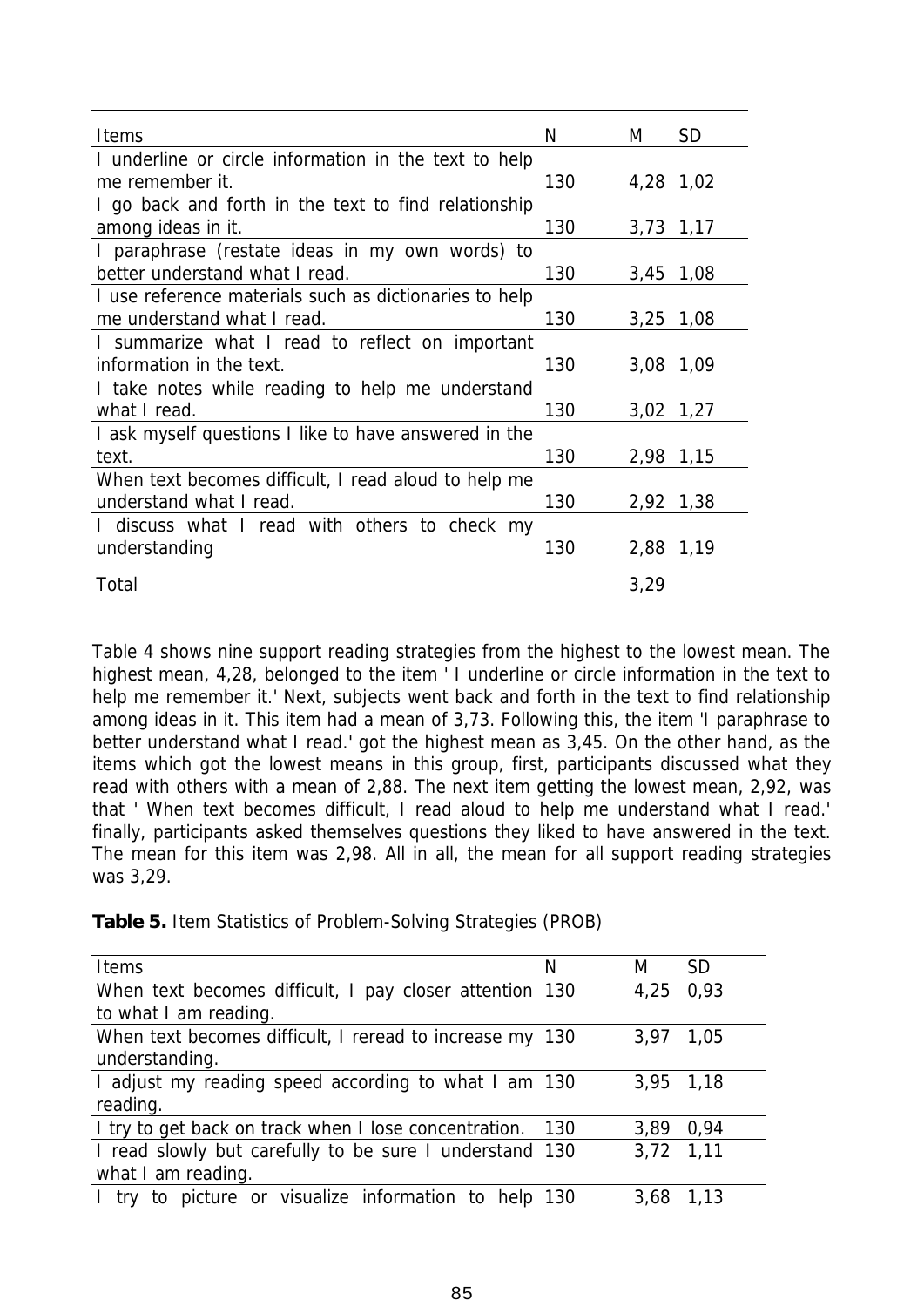| Items | N | M | SD |
|---|---|---|---|
| I underline or circle information in the text to help me remember it. | 130 | 4,28 | 1,02 |
| I go back and forth in the text to find relationship among ideas in it. | 130 | 3,73 | 1,17 |
| I paraphrase (restate ideas in my own words) to better understand what I read. | 130 | 3,45 | 1,08 |
| I use reference materials such as dictionaries to help me understand what I read. | 130 | 3,25 | 1,08 |
| I summarize what I read to reflect on important information in the text. | 130 | 3,08 | 1,09 |
| I take notes while reading to help me understand what I read. | 130 | 3,02 | 1,27 |
| I ask myself questions I like to have answered in the text. | 130 | 2,98 | 1,15 |
| When text becomes difficult, I read aloud to help me understand what I read. | 130 | 2,92 | 1,38 |
| I discuss what I read with others to check my understanding | 130 | 2,88 | 1,19 |
| Total | | 3,29 | |

Table 4 shows nine support reading strategies from the highest to the lowest mean. The highest mean, 4,28, belonged to the item ' I underline or circle information in the text to help me remember it.' Next, subjects went back and forth in the text to find relationship among ideas in it. This item had a mean of 3,73. Following this, the item 'I paraphrase to better understand what I read.' got the highest mean as 3,45. On the other hand, as the items which got the lowest means in this group, first, participants discussed what they read with others with a mean of 2,88. The next item getting the lowest mean, 2,92, was that ' When text becomes difficult, I read aloud to help me understand what I read.' finally, participants asked themselves questions they liked to have answered in the text. The mean for this item was 2,98. All in all, the mean for all support reading strategies was 3,29.

**Table 5.** Item Statistics of Problem-Solving Strategies (PROB)

| Items | N | M | SD |
|---|---|---|---|
| When text becomes difficult, I pay closer attention to what I am reading. | 130 | 4,25 | 0,93 |
| When text becomes difficult, I reread to increase my understanding. | 130 | 3,97 | 1,05 |
| I adjust my reading speed according to what I am reading. | 130 | 3,95 | 1,18 |
| I try to get back on track when I lose concentration. | 130 | 3,89 | 0,94 |
| I read slowly but carefully to be sure I understand what I am reading. | 130 | 3,72 | 1,11 |
| I try to picture or visualize information to help | 130 | 3,68 | 1,13 |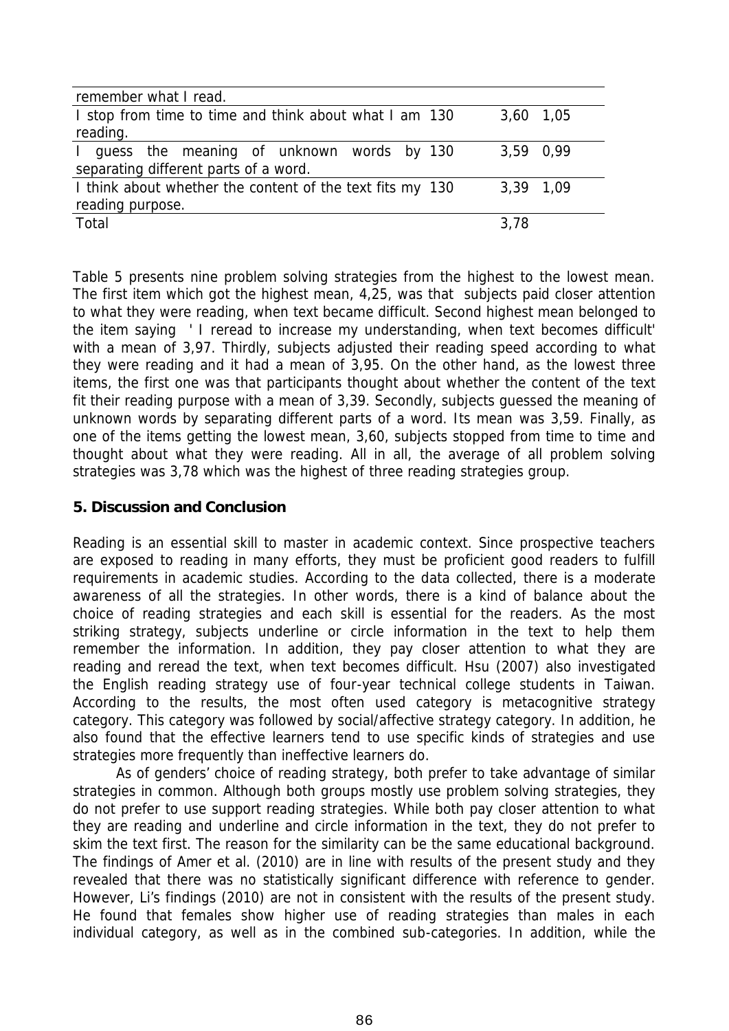| | | | |
|---|---|---|---|
| remember what I read. | | | |
| I stop from time to time and think about what I am reading. | 130 | 3,60 | 1,05 |
| I guess the meaning of unknown words by separating different parts of a word. | 130 | 3,59 | 0,99 |
| I think about whether the content of the text fits my reading purpose. | 130 | 3,39 | 1,09 |
| Total | | 3,78 | |

Table 5 presents nine problem solving strategies from the highest to the lowest mean. The first item which got the highest mean, 4,25, was that subjects paid closer attention to what they were reading, when text became difficult. Second highest mean belonged to the item saying ' I reread to increase my understanding, when text becomes difficult' with a mean of 3,97. Thirdly, subjects adjusted their reading speed according to what they were reading and it had a mean of 3,95. On the other hand, as the lowest three items, the first one was that participants thought about whether the content of the text fit their reading purpose with a mean of 3,39. Secondly, subjects guessed the meaning of unknown words by separating different parts of a word. Its mean was 3,59. Finally, as one of the items getting the lowest mean, 3,60, subjects stopped from time to time and thought about what they were reading. All in all, the average of all problem solving strategies was 3,78 which was the highest of three reading strategies group.

## 5. Discussion and Conclusion

Reading is an essential skill to master in academic context. Since prospective teachers are exposed to reading in many efforts, they must be proficient good readers to fulfill requirements in academic studies. According to the data collected, there is a moderate awareness of all the strategies. In other words, there is a kind of balance about the choice of reading strategies and each skill is essential for the readers. As the most striking strategy, subjects underline or circle information in the text to help them remember the information. In addition, they pay closer attention to what they are reading and reread the text, when text becomes difficult. Hsu (2007) also investigated the English reading strategy use of four-year technical college students in Taiwan. According to the results, the most often used category is metacognitive strategy category. This category was followed by social/affective strategy category. In addition, he also found that the effective learners tend to use specific kinds of strategies and use strategies more frequently than ineffective learners do.

As of genders' choice of reading strategy, both prefer to take advantage of similar strategies in common. Although both groups mostly use problem solving strategies, they do not prefer to use support reading strategies. While both pay closer attention to what they are reading and underline and circle information in the text, they do not prefer to skim the text first. The reason for the similarity can be the same educational background. The findings of Amer et al. (2010) are in line with results of the present study and they revealed that there was no statistically significant difference with reference to gender. However, Li's findings (2010) are not in consistent with the results of the present study. He found that females show higher use of reading strategies than males in each individual category, as well as in the combined sub-categories. In addition, while the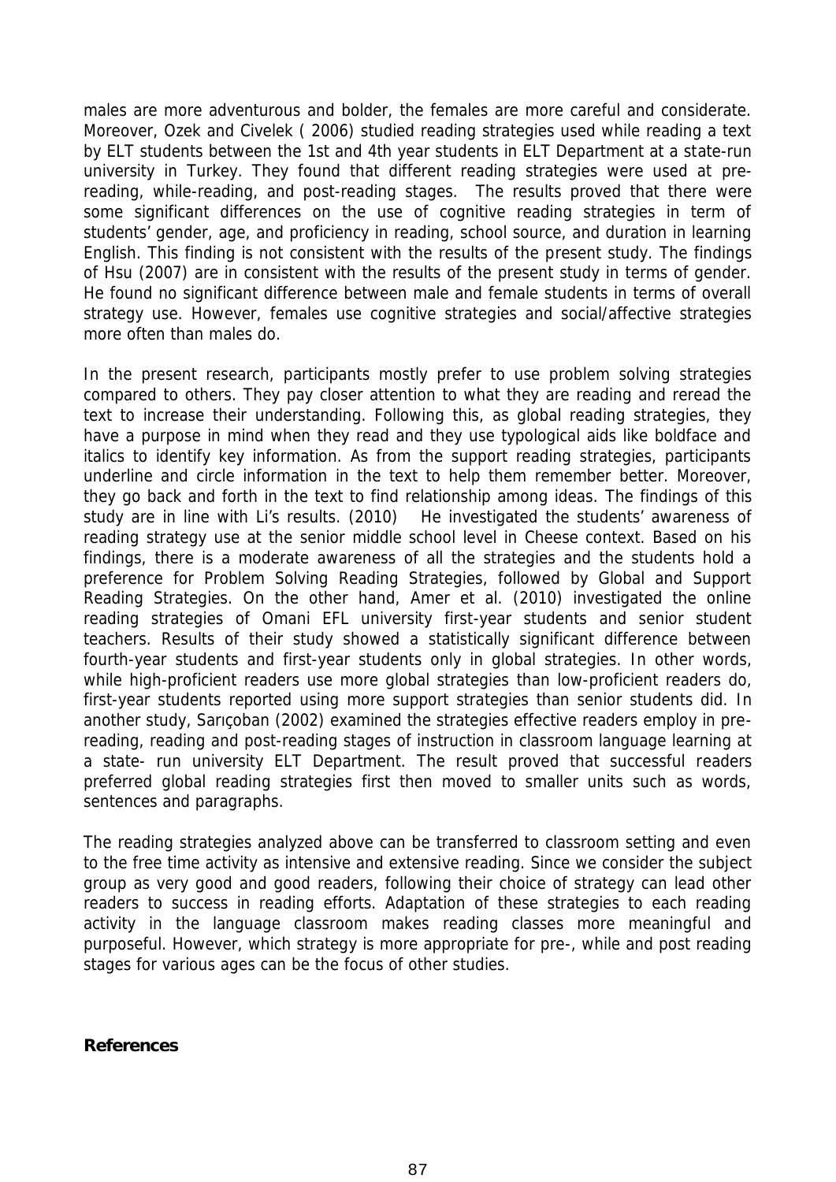males are more adventurous and bolder, the females are more careful and considerate. Moreover, Ozek and Civelek ( 2006) studied reading strategies used while reading a text by ELT students between the 1st and 4th year students in ELT Department at a state-run university in Turkey. They found that different reading strategies were used at pre-reading, while-reading, and post-reading stages. The results proved that there were some significant differences on the use of cognitive reading strategies in term of students' gender, age, and proficiency in reading, school source, and duration in learning English. This finding is not consistent with the results of the present study. The findings of Hsu (2007) are in consistent with the results of the present study in terms of gender. He found no significant difference between male and female students in terms of overall strategy use. However, females use cognitive strategies and social/affective strategies more often than males do.

In the present research, participants mostly prefer to use problem solving strategies compared to others. They pay closer attention to what they are reading and reread the text to increase their understanding. Following this, as global reading strategies, they have a purpose in mind when they read and they use typological aids like boldface and italics to identify key information. As from the support reading strategies, participants underline and circle information in the text to help them remember better. Moreover, they go back and forth in the text to find relationship among ideas. The findings of this study are in line with Li's results. (2010) He investigated the students' awareness of reading strategy use at the senior middle school level in Cheese context. Based on his findings, there is a moderate awareness of all the strategies and the students hold a preference for Problem Solving Reading Strategies, followed by Global and Support Reading Strategies. On the other hand, Amer et al. (2010) investigated the online reading strategies of Omani EFL university first-year students and senior student teachers. Results of their study showed a statistically significant difference between fourth-year students and first-year students only in global strategies. In other words, while high-proficient readers use more global strategies than low-proficient readers do, first-year students reported using more support strategies than senior students did. In another study, Sarıçoban (2002) examined the strategies effective readers employ in pre-reading, reading and post-reading stages of instruction in classroom language learning at a state- run university ELT Department. The result proved that successful readers preferred global reading strategies first then moved to smaller units such as words, sentences and paragraphs.

The reading strategies analyzed above can be transferred to classroom setting and even to the free time activity as intensive and extensive reading. Since we consider the subject group as very good and good readers, following their choice of strategy can lead other readers to success in reading efforts. Adaptation of these strategies to each reading activity in the language classroom makes reading classes more meaningful and purposeful. However, which strategy is more appropriate for pre-, while and post reading stages for various ages can be the focus of other studies.

**References**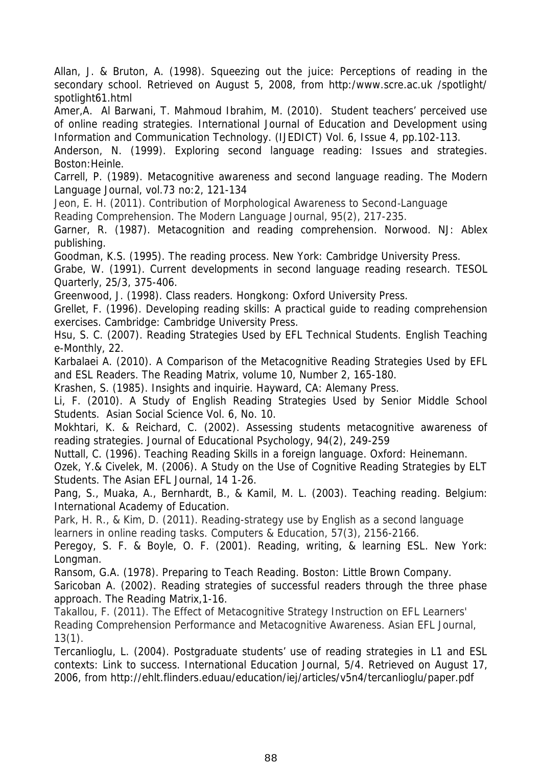Allan, J. & Bruton, A. (1998). Squeezing out the juice: Perceptions of reading in the secondary school. Retrieved on August 5, 2008, from http:/www.scre.ac.uk /spotlight/ spotlight61.html

Amer,A. Al Barwani, T. Mahmoud Ibrahim, M. (2010). Student teachers' perceived use of online reading strategies. International Journal of Education and Development using Information and Communication Technology. (IJEDICT) Vol. 6, Issue 4, pp.102-113.

Anderson, N. (1999). Exploring second language reading: Issues and strategies. Boston:Heinle.

Carrell, P. (1989). Metacognitive awareness and second language reading. The Modern Language Journal, vol.73 no:2, 121-134

Jeon, E. H. (2011). Contribution of Morphological Awareness to Second-Language Reading Comprehension. The Modern Language Journal, 95(2), 217-235.

Garner, R. (1987). Metacognition and reading comprehension. Norwood. NJ: Ablex publishing.

Goodman, K.S. (1995). The reading process. New York: Cambridge University Press.

Grabe, W. (1991). Current developments in second language reading research. TESOL Quarterly, 25/3, 375-406.

Greenwood, J. (1998). Class readers. Hongkong: Oxford University Press.

Grellet, F. (1996). Developing reading skills: A practical guide to reading comprehension exercises. Cambridge: Cambridge University Press.

Hsu, S. C. (2007). Reading Strategies Used by EFL Technical Students. English Teaching e-Monthly, 22.

Karbalaei A. (2010). A Comparison of the Metacognitive Reading Strategies Used by EFL and ESL Readers. The Reading Matrix, volume 10, Number 2, 165-180.

Krashen, S. (1985). Insights and inquirie. Hayward, CA: Alemany Press.

Li, F. (2010). A Study of English Reading Strategies Used by Senior Middle School Students. Asian Social Science Vol. 6, No. 10.

Mokhtari, K. & Reichard, C. (2002). Assessing students metacognitive awareness of reading strategies. Journal of Educational Psychology, 94(2), 249-259

Nuttall, C. (1996). Teaching Reading Skills in a foreign language. Oxford: Heinemann.

Ozek, Y.& Civelek, M. (2006). A Study on the Use of Cognitive Reading Strategies by ELT Students. The Asian EFL Journal, 14 1-26.

Pang, S., Muaka, A., Bernhardt, B., & Kamil, M. L. (2003). Teaching reading. Belgium: International Academy of Education.

Park, H. R., & Kim, D. (2011). Reading-strategy use by English as a second language learners in online reading tasks. Computers & Education, 57(3), 2156-2166.

Peregoy, S. F. & Boyle, O. F. (2001). Reading, writing, & learning ESL. New York: Longman.

Ransom, G.A. (1978). Preparing to Teach Reading. Boston: Little Brown Company.

Saricoban A. (2002). Reading strategies of successful readers through the three phase approach. The Reading Matrix,1-16.

Takallou, F. (2011). The Effect of Metacognitive Strategy Instruction on EFL Learners' Reading Comprehension Performance and Metacognitive Awareness. Asian EFL Journal, 13(1).

Tercanlioglu, L. (2004). Postgraduate students' use of reading strategies in L1 and ESL contexts: Link to success. International Education Journal, 5/4. Retrieved on August 17, 2006, from http://ehlt.flinders.eduau/education/iej/articles/v5n4/tercanlioglu/paper.pdf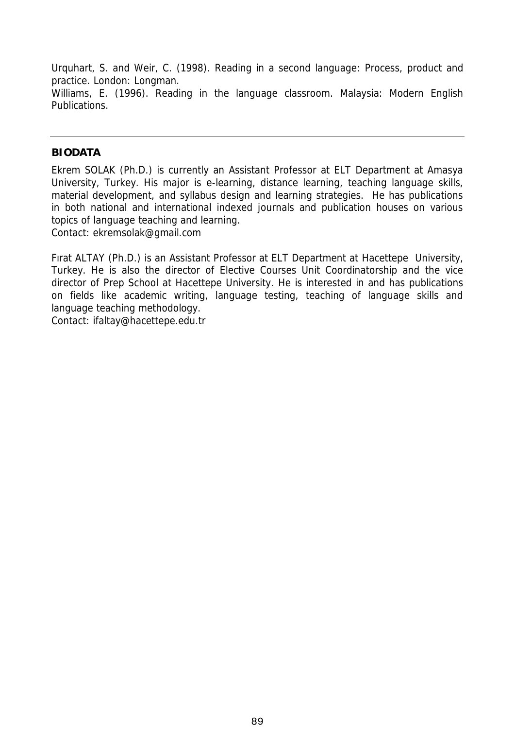Urquhart, S. and Weir, C. (1998). Reading in a second language: Process, product and practice. London: Longman.

Williams, E. (1996). Reading in the language classroom. Malaysia: Modern English Publications.

---

## BIODATA

Ekrem SOLAK (Ph.D.) is currently an Assistant Professor at ELT Department at Amasya University, Turkey. His major is e-learning, distance learning, teaching language skills, material development, and syllabus design and learning strategies. He has publications in both national and international indexed journals and publication houses on various topics of language teaching and learning.
Contact: ekremsolak@gmail.com

Fırat ALTAY (Ph.D.) is an Assistant Professor at ELT Department at Hacettepe University, Turkey. He is also the director of Elective Courses Unit Coordinatorship and the vice director of Prep School at Hacettepe University. He is interested in and has publications on fields like academic writing, language testing, teaching of language skills and language teaching methodology.
Contact: ifaltay@hacettepe.edu.tr